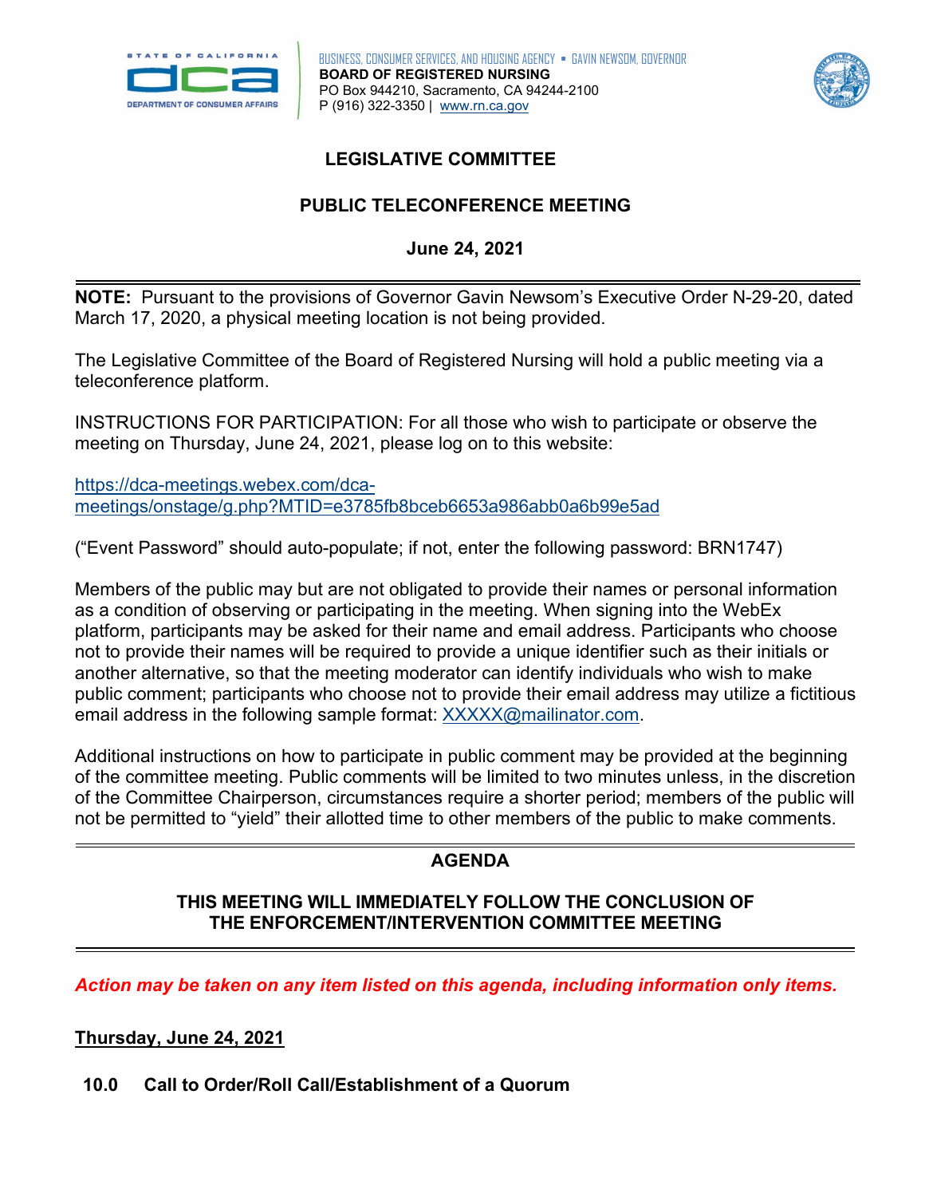BUSINESS, CONSUMER SERVICES, AND HOUSING AGENCY • GAVIN NEWSOM, GOVERNOR
**BOARD OF REGISTERED NURSING**
PO Box 944210, Sacramento, CA 94244-2100
P (916) 322-3350 | www.rn.ca.gov

# LEGISLATIVE COMMITTEE

## PUBLIC TELECONFERENCE MEETING

**June 24, 2021**

---

**NOTE:** Pursuant to the provisions of Governor Gavin Newsom's Executive Order N-29-20, dated March 17, 2020, a physical meeting location is not being provided.

The Legislative Committee of the Board of Registered Nursing will hold a public meeting via a teleconference platform.

INSTRUCTIONS FOR PARTICIPATION: For all those who wish to participate or observe the meeting on Thursday, June 24, 2021, please log on to this website:

https://dca-meetings.webex.com/dca-meetings/onstage/g.php?MTID=e3785fb8bceb6653a986abb0a6b99e5ad

("Event Password" should auto-populate; if not, enter the following password: BRN1747)

Members of the public may but are not obligated to provide their names or personal information as a condition of observing or participating in the meeting. When signing into the WebEx platform, participants may be asked for their name and email address. Participants who choose not to provide their names will be required to provide a unique identifier such as their initials or another alternative, so that the meeting moderator can identify individuals who wish to make public comment; participants who choose not to provide their email address may utilize a fictitious email address in the following sample format: XXXXX@mailinator.com.

Additional instructions on how to participate in public comment may be provided at the beginning of the committee meeting. Public comments will be limited to two minutes unless, in the discretion of the Committee Chairperson, circumstances require a shorter period; members of the public will not be permitted to "yield" their allotted time to other members of the public to make comments.

---

## AGENDA

**THIS MEETING WILL IMMEDIATELY FOLLOW THE CONCLUSION OF THE ENFORCEMENT/INTERVENTION COMMITTEE MEETING**

---

***Action may be taken on any item listed on this agenda, including information only items.***

**Thursday, June 24, 2021**

**10.0 Call to Order/Roll Call/Establishment of a Quorum**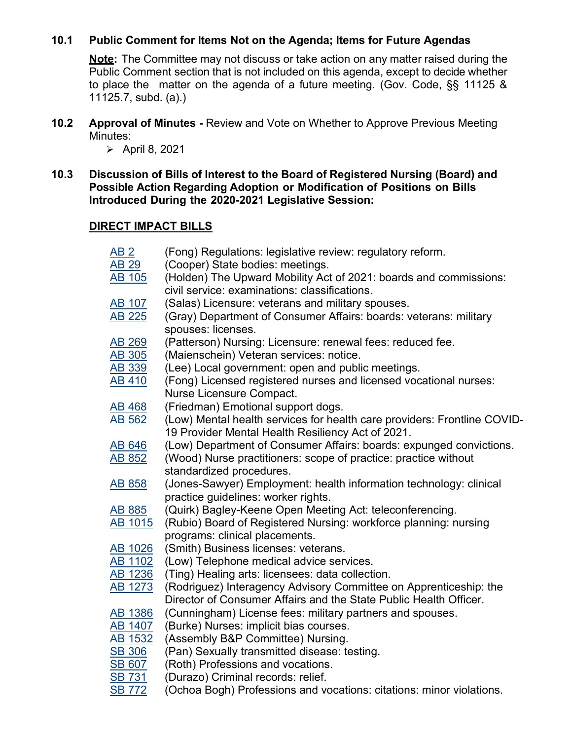**10.1 Public Comment for Items Not on the Agenda; Items for Future Agendas**

**Note:** The Committee may not discuss or take action on any matter raised during the Public Comment section that is not included on this agenda, except to decide whether to place the matter on the agenda of a future meeting. (Gov. Code, §§ 11125 & 11125.7, subd. (a).)

**10.2 Approval of Minutes -** Review and Vote on Whether to Approve Previous Meeting Minutes:

- April 8, 2021

**10.3 Discussion of Bills of Interest to the Board of Registered Nursing (Board) and Possible Action Regarding Adoption or Modification of Positions on Bills Introduced During the 2020-2021 Legislative Session:**

**DIRECT IMPACT BILLS**

| | |
|---|---|
| AB 2 | (Fong) Regulations: legislative review: regulatory reform. |
| AB 29 | (Cooper) State bodies: meetings. |
| AB 105 | (Holden) The Upward Mobility Act of 2021: boards and commissions: civil service: examinations: classifications. |
| AB 107 | (Salas) Licensure: veterans and military spouses. |
| AB 225 | (Gray) Department of Consumer Affairs: boards: veterans: military spouses: licenses. |
| AB 269 | (Patterson) Nursing: Licensure: renewal fees: reduced fee. |
| AB 305 | (Maienschein) Veteran services: notice. |
| AB 339 | (Lee) Local government: open and public meetings. |
| AB 410 | (Fong) Licensed registered nurses and licensed vocational nurses: Nurse Licensure Compact. |
| AB 468 | (Friedman) Emotional support dogs. |
| AB 562 | (Low) Mental health services for health care providers: Frontline COVID-19 Provider Mental Health Resiliency Act of 2021. |
| AB 646 | (Low) Department of Consumer Affairs: boards: expunged convictions. |
| AB 852 | (Wood) Nurse practitioners: scope of practice: practice without standardized procedures. |
| AB 858 | (Jones-Sawyer) Employment: health information technology: clinical practice guidelines: worker rights. |
| AB 885 | (Quirk) Bagley-Keene Open Meeting Act: teleconferencing. |
| AB 1015 | (Rubio) Board of Registered Nursing: workforce planning: nursing programs: clinical placements. |
| AB 1026 | (Smith) Business licenses: veterans. |
| AB 1102 | (Low) Telephone medical advice services. |
| AB 1236 | (Ting) Healing arts: licensees: data collection. |
| AB 1273 | (Rodriguez) Interagency Advisory Committee on Apprenticeship: the Director of Consumer Affairs and the State Public Health Officer. |
| AB 1386 | (Cunningham) License fees: military partners and spouses. |
| AB 1407 | (Burke) Nurses: implicit bias courses. |
| AB 1532 | (Assembly B&P Committee) Nursing. |
| SB 306 | (Pan) Sexually transmitted disease: testing. |
| SB 607 | (Roth) Professions and vocations. |
| SB 731 | (Durazo) Criminal records: relief. |
| SB 772 | (Ochoa Bogh) Professions and vocations: citations: minor violations. |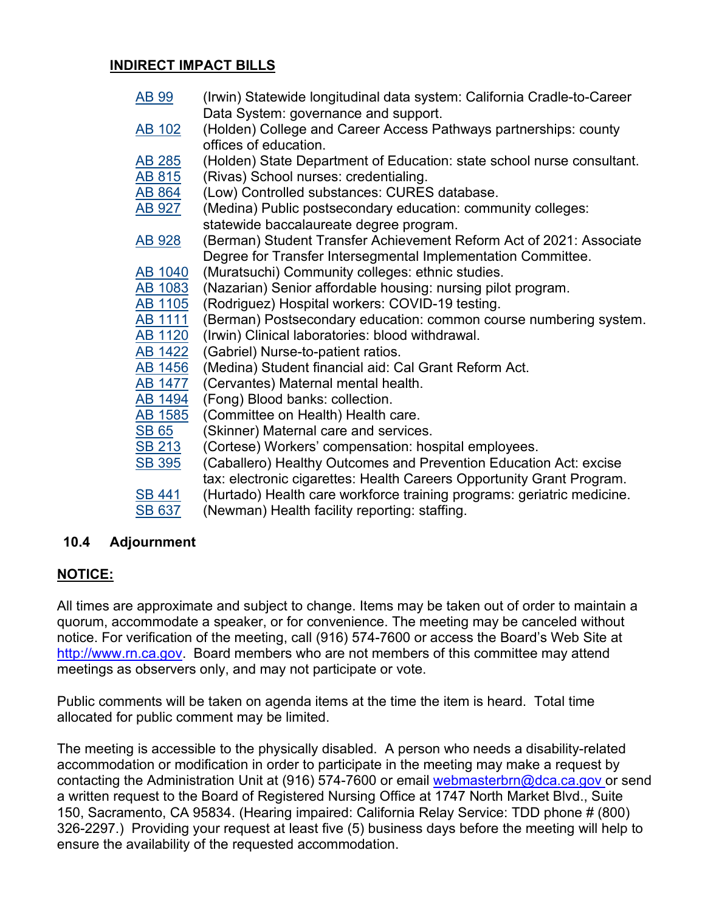**INDIRECT IMPACT BILLS**

| | |
|---|---|
| AB 99 | (Irwin) Statewide longitudinal data system: California Cradle-to-Career Data System: governance and support. |
| AB 102 | (Holden) College and Career Access Pathways partnerships: county offices of education. |
| AB 285 | (Holden) State Department of Education: state school nurse consultant. |
| AB 815 | (Rivas) School nurses: credentialing. |
| AB 864 | (Low) Controlled substances: CURES database. |
| AB 927 | (Medina) Public postsecondary education: community colleges: statewide baccalaureate degree program. |
| AB 928 | (Berman) Student Transfer Achievement Reform Act of 2021: Associate Degree for Transfer Intersegmental Implementation Committee. |
| AB 1040 | (Muratsuchi) Community colleges: ethnic studies. |
| AB 1083 | (Nazarian) Senior affordable housing: nursing pilot program. |
| AB 1105 | (Rodriguez) Hospital workers: COVID-19 testing. |
| AB 1111 | (Berman) Postsecondary education: common course numbering system. |
| AB 1120 | (Irwin) Clinical laboratories: blood withdrawal. |
| AB 1422 | (Gabriel) Nurse-to-patient ratios. |
| AB 1456 | (Medina) Student financial aid: Cal Grant Reform Act. |
| AB 1477 | (Cervantes) Maternal mental health. |
| AB 1494 | (Fong) Blood banks: collection. |
| AB 1585 | (Committee on Health) Health care. |
| SB 65 | (Skinner) Maternal care and services. |
| SB 213 | (Cortese) Workers' compensation: hospital employees. |
| SB 395 | (Caballero) Healthy Outcomes and Prevention Education Act: excise tax: electronic cigarettes: Health Careers Opportunity Grant Program. |
| SB 441 | (Hurtado) Health care workforce training programs: geriatric medicine. |
| SB 637 | (Newman) Health facility reporting: staffing. |

**10.4 Adjournment**

**NOTICE:**

All times are approximate and subject to change. Items may be taken out of order to maintain a quorum, accommodate a speaker, or for convenience. The meeting may be canceled without notice. For verification of the meeting, call (916) 574-7600 or access the Board's Web Site at http://www.rn.ca.gov. Board members who are not members of this committee may attend meetings as observers only, and may not participate or vote.

Public comments will be taken on agenda items at the time the item is heard. Total time allocated for public comment may be limited.

The meeting is accessible to the physically disabled. A person who needs a disability-related accommodation or modification in order to participate in the meeting may make a request by contacting the Administration Unit at (916) 574-7600 or email webmasterbrn@dca.ca.gov or send a written request to the Board of Registered Nursing Office at 1747 North Market Blvd., Suite 150, Sacramento, CA 95834. (Hearing impaired: California Relay Service: TDD phone # (800) 326-2297.) Providing your request at least five (5) business days before the meeting will help to ensure the availability of the requested accommodation.